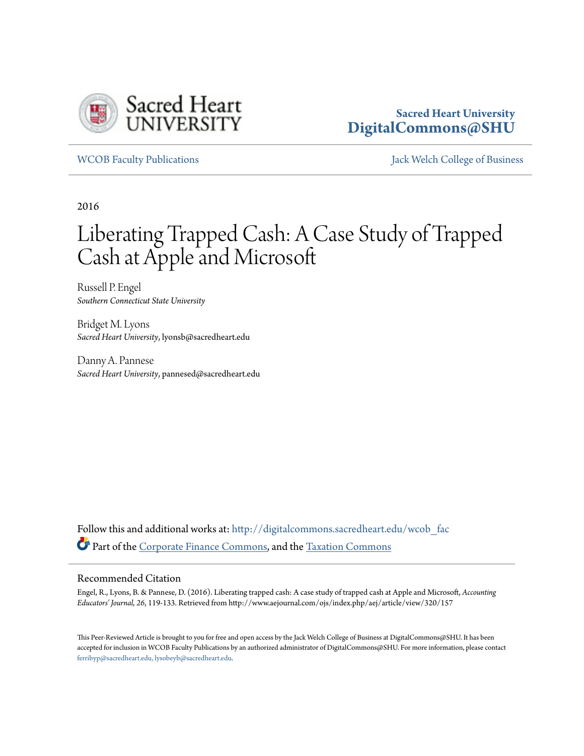Sacred Heart University
DigitalCommons@SHU

WCOB Faculty Publications | Jack Welch College of Business

2016

# Liberating Trapped Cash: A Case Study of Trapped Cash at Apple and Microsoft

Russell P. Engel
*Southern Connecticut State University*

Bridget M. Lyons
*Sacred Heart University*, lyonsb@sacredheart.edu

Danny A. Pannese
*Sacred Heart University*, pannesed@sacredheart.edu

Follow this and additional works at: http://digitalcommons.sacredheart.edu/wcob_fac

Part of the Corporate Finance Commons, and the Taxation Commons

## Recommended Citation

Engel, R., Lyons, B. & Pannese, D. (2016). Liberating trapped cash: A case study of trapped cash at Apple and Microsoft, *Accounting Educators' Journal, 26*, 119-133. Retrieved from http://www.aejournal.com/ojs/index.php/aej/article/view/320/157

This Peer-Reviewed Article is brought to you for free and open access by the Jack Welch College of Business at DigitalCommons@SHU. It has been accepted for inclusion in WCOB Faculty Publications by an authorized administrator of DigitalCommons@SHU. For more information, please contact ferribyp@sacredheart.edu, lysobeyb@sacredheart.edu.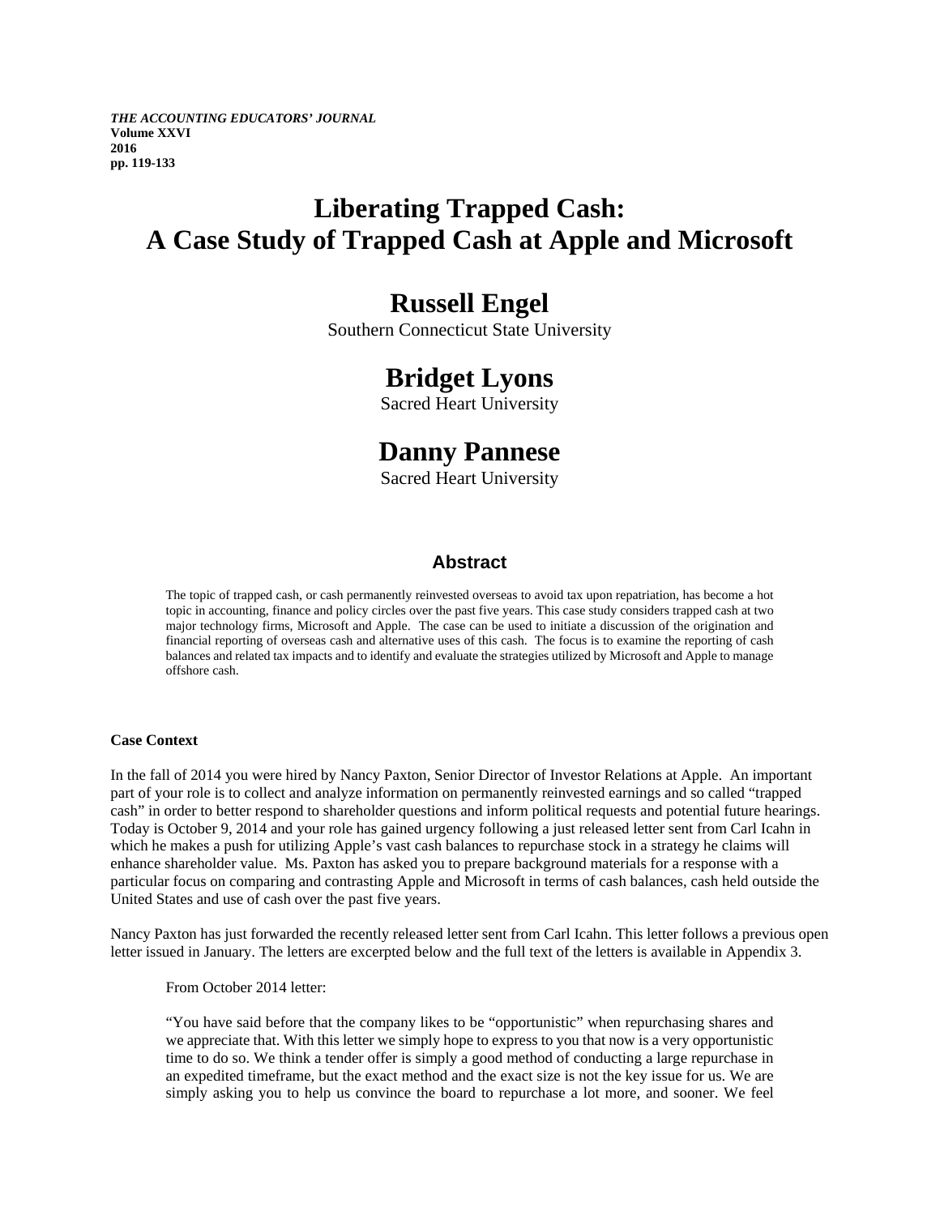# Liberating Trapped Cash: A Case Study of Trapped Cash at Apple and Microsoft

## Russell Engel

Southern Connecticut State University

## Bridget Lyons

Sacred Heart University

## Danny Pannese

Sacred Heart University

### Abstract

The topic of trapped cash, or cash permanently reinvested overseas to avoid tax upon repatriation, has become a hot topic in accounting, finance and policy circles over the past five years. This case study considers trapped cash at two major technology firms, Microsoft and Apple. The case can be used to initiate a discussion of the origination and financial reporting of overseas cash and alternative uses of this cash. The focus is to examine the reporting of cash balances and related tax impacts and to identify and evaluate the strategies utilized by Microsoft and Apple to manage offshore cash.

**Case Context**

In the fall of 2014 you were hired by Nancy Paxton, Senior Director of Investor Relations at Apple. An important part of your role is to collect and analyze information on permanently reinvested earnings and so called "trapped cash" in order to better respond to shareholder questions and inform political requests and potential future hearings. Today is October 9, 2014 and your role has gained urgency following a just released letter sent from Carl Icahn in which he makes a push for utilizing Apple's vast cash balances to repurchase stock in a strategy he claims will enhance shareholder value. Ms. Paxton has asked you to prepare background materials for a response with a particular focus on comparing and contrasting Apple and Microsoft in terms of cash balances, cash held outside the United States and use of cash over the past five years.

Nancy Paxton has just forwarded the recently released letter sent from Carl Icahn. This letter follows a previous open letter issued in January. The letters are excerpted below and the full text of the letters is available in Appendix 3.

> From October 2014 letter:
>
> "You have said before that the company likes to be "opportunistic" when repurchasing shares and we appreciate that. With this letter we simply hope to express to you that now is a very opportunistic time to do so. We think a tender offer is simply a good method of conducting a large repurchase in an expedited timeframe, but the exact method and the exact size is not the key issue for us. We are simply asking you to help us convince the board to repurchase a lot more, and sooner. We feel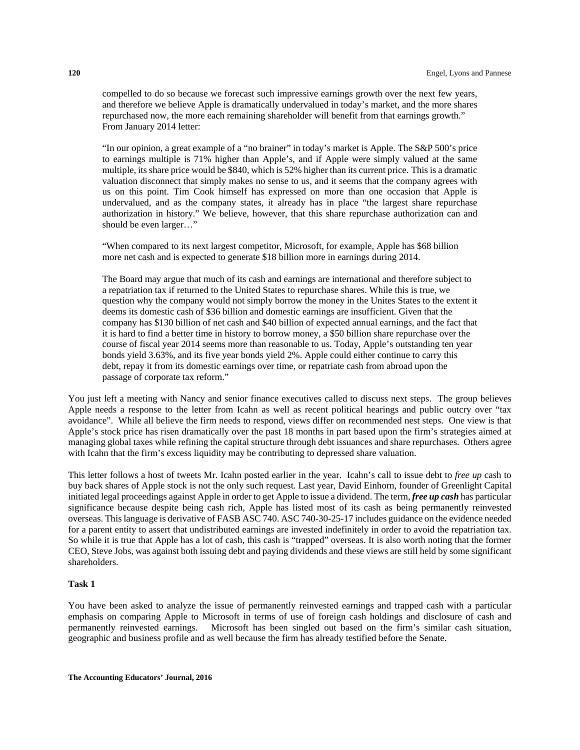compelled to do so because we forecast such impressive earnings growth over the next few years, and therefore we believe Apple is dramatically undervalued in today's market, and the more shares repurchased now, the more each remaining shareholder will benefit from that earnings growth." From January 2014 letter:

> "In our opinion, a great example of a "no brainer" in today's market is Apple. The S&P 500's price to earnings multiple is 71% higher than Apple's, and if Apple were simply valued at the same multiple, its share price would be $840, which is 52% higher than its current price. This is a dramatic valuation disconnect that simply makes no sense to us, and it seems that the company agrees with us on this point. Tim Cook himself has expressed on more than one occasion that Apple is undervalued, and as the company states, it already has in place "the largest share repurchase authorization in history." We believe, however, that this share repurchase authorization can and should be even larger…"
>
> "When compared to its next largest competitor, Microsoft, for example, Apple has $68 billion more net cash and is expected to generate $18 billion more in earnings during 2014.
>
> The Board may argue that much of its cash and earnings are international and therefore subject to a repatriation tax if returned to the United States to repurchase shares. While this is true, we question why the company would not simply borrow the money in the Unites States to the extent it deems its domestic cash of $36 billion and domestic earnings are insufficient. Given that the company has $130 billion of net cash and $40 billion of expected annual earnings, and the fact that it is hard to find a better time in history to borrow money, a $50 billion share repurchase over the course of fiscal year 2014 seems more than reasonable to us. Today, Apple's outstanding ten year bonds yield 3.63%, and its five year bonds yield 2%. Apple could either continue to carry this debt, repay it from its domestic earnings over time, or repatriate cash from abroad upon the passage of corporate tax reform."

You just left a meeting with Nancy and senior finance executives called to discuss next steps. The group believes Apple needs a response to the letter from Icahn as well as recent political hearings and public outcry over "tax avoidance". While all believe the firm needs to respond, views differ on recommended nest steps. One view is that Apple's stock price has risen dramatically over the past 18 months in part based upon the firm's strategies aimed at managing global taxes while refining the capital structure through debt issuances and share repurchases. Others agree with Icahn that the firm's excess liquidity may be contributing to depressed share valuation.

This letter follows a host of tweets Mr. Icahn posted earlier in the year. Icahn's call to issue debt to *free up* cash to buy back shares of Apple stock is not the only such request. Last year, David Einhorn, founder of Greenlight Capital initiated legal proceedings against Apple in order to get Apple to issue a dividend. The term, ***free up cash*** has particular significance because despite being cash rich, Apple has listed most of its cash as being permanently reinvested overseas. This language is derivative of FASB ASC 740. ASC 740-30-25-17 includes guidance on the evidence needed for a parent entity to assert that undistributed earnings are invested indefinitely in order to avoid the repatriation tax. So while it is true that Apple has a lot of cash, this cash is "trapped" overseas. It is also worth noting that the former CEO, Steve Jobs, was against both issuing debt and paying dividends and these views are still held by some significant shareholders.

**Task 1**

You have been asked to analyze the issue of permanently reinvested earnings and trapped cash with a particular emphasis on comparing Apple to Microsoft in terms of use of foreign cash holdings and disclosure of cash and permanently reinvested earnings. Microsoft has been singled out based on the firm's similar cash situation, geographic and business profile and as well because the firm has already testified before the Senate.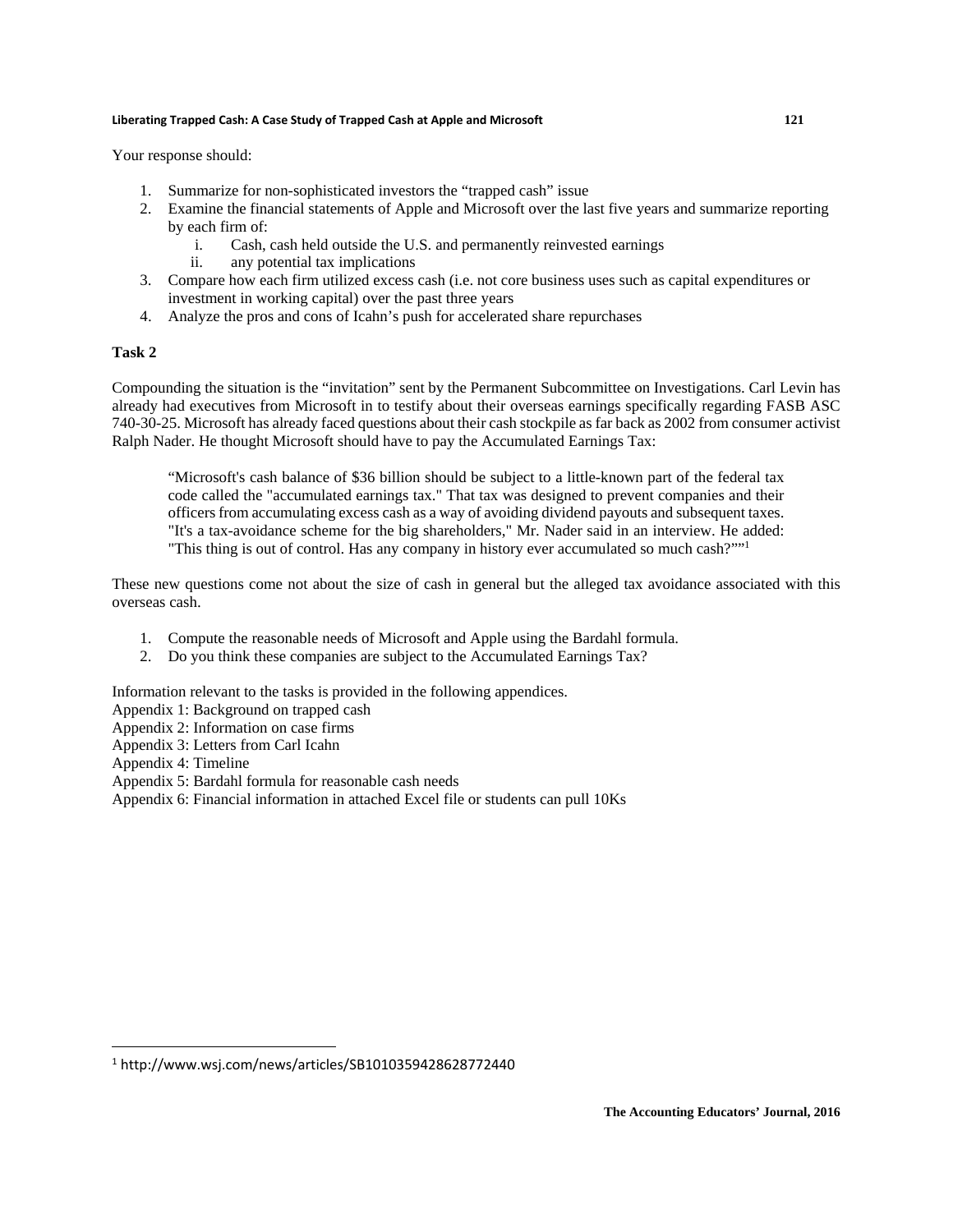Your response should:

1. Summarize for non-sophisticated investors the "trapped cash" issue
2. Examine the financial statements of Apple and Microsoft over the last five years and summarize reporting by each firm of:
   i. Cash, cash held outside the U.S. and permanently reinvested earnings
   ii. any potential tax implications
3. Compare how each firm utilized excess cash (i.e. not core business uses such as capital expenditures or investment in working capital) over the past three years
4. Analyze the pros and cons of Icahn's push for accelerated share repurchases

**Task 2**

Compounding the situation is the "invitation" sent by the Permanent Subcommittee on Investigations. Carl Levin has already had executives from Microsoft in to testify about their overseas earnings specifically regarding FASB ASC 740-30-25. Microsoft has already faced questions about their cash stockpile as far back as 2002 from consumer activist Ralph Nader. He thought Microsoft should have to pay the Accumulated Earnings Tax:

> "Microsoft's cash balance of $36 billion should be subject to a little-known part of the federal tax code called the "accumulated earnings tax." That tax was designed to prevent companies and their officers from accumulating excess cash as a way of avoiding dividend payouts and subsequent taxes. "It's a tax-avoidance scheme for the big shareholders," Mr. Nader said in an interview. He added: "This thing is out of control. Has any company in history ever accumulated so much cash?""[1]

These new questions come not about the size of cash in general but the alleged tax avoidance associated with this overseas cash.

1. Compute the reasonable needs of Microsoft and Apple using the Bardahl formula.
2. Do you think these companies are subject to the Accumulated Earnings Tax?

Information relevant to the tasks is provided in the following appendices.
Appendix 1: Background on trapped cash
Appendix 2: Information on case firms
Appendix 3: Letters from Carl Icahn
Appendix 4: Timeline
Appendix 5: Bardahl formula for reasonable cash needs
Appendix 6: Financial information in attached Excel file or students can pull 10Ks

[1] http://www.wsj.com/news/articles/SB1010359428628772440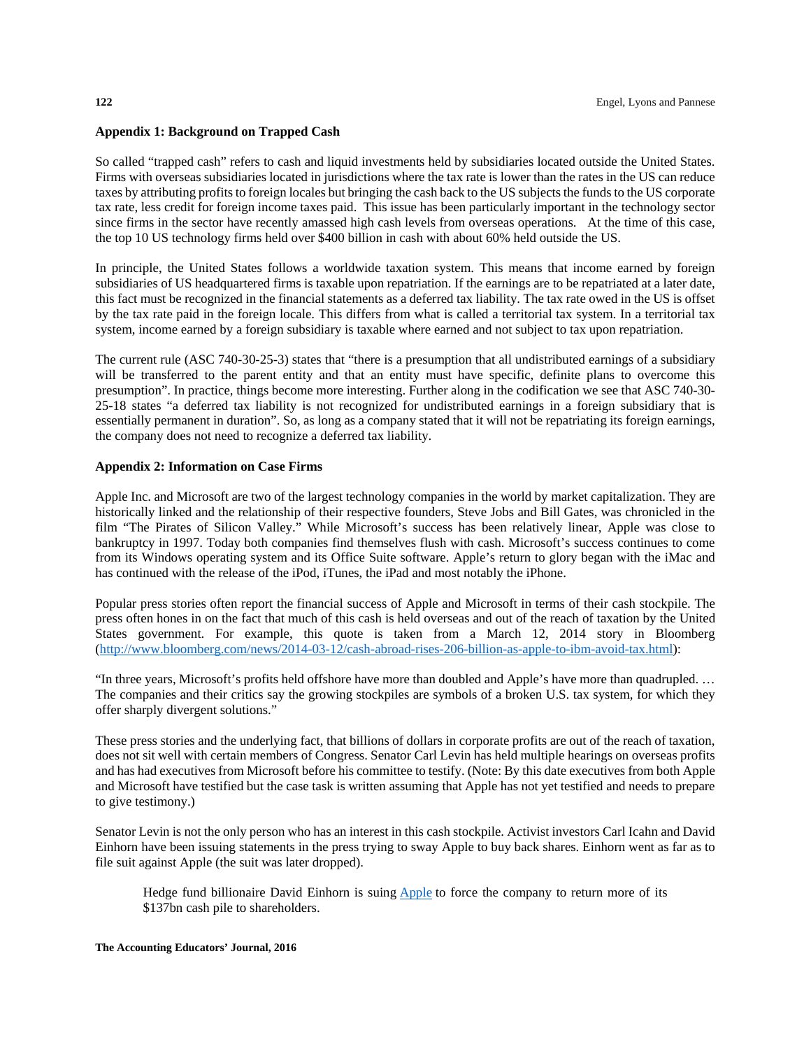**Appendix 1: Background on Trapped Cash**

So called "trapped cash" refers to cash and liquid investments held by subsidiaries located outside the United States. Firms with overseas subsidiaries located in jurisdictions where the tax rate is lower than the rates in the US can reduce taxes by attributing profits to foreign locales but bringing the cash back to the US subjects the funds to the US corporate tax rate, less credit for foreign income taxes paid. This issue has been particularly important in the technology sector since firms in the sector have recently amassed high cash levels from overseas operations. At the time of this case, the top 10 US technology firms held over $400 billion in cash with about 60% held outside the US.

In principle, the United States follows a worldwide taxation system. This means that income earned by foreign subsidiaries of US headquartered firms is taxable upon repatriation. If the earnings are to be repatriated at a later date, this fact must be recognized in the financial statements as a deferred tax liability. The tax rate owed in the US is offset by the tax rate paid in the foreign locale. This differs from what is called a territorial tax system. In a territorial tax system, income earned by a foreign subsidiary is taxable where earned and not subject to tax upon repatriation.

The current rule (ASC 740-30-25-3) states that "there is a presumption that all undistributed earnings of a subsidiary will be transferred to the parent entity and that an entity must have specific, definite plans to overcome this presumption". In practice, things become more interesting. Further along in the codification we see that ASC 740-30-25-18 states "a deferred tax liability is not recognized for undistributed earnings in a foreign subsidiary that is essentially permanent in duration". So, as long as a company stated that it will not be repatriating its foreign earnings, the company does not need to recognize a deferred tax liability.

**Appendix 2: Information on Case Firms**

Apple Inc. and Microsoft are two of the largest technology companies in the world by market capitalization. They are historically linked and the relationship of their respective founders, Steve Jobs and Bill Gates, was chronicled in the film "The Pirates of Silicon Valley." While Microsoft's success has been relatively linear, Apple was close to bankruptcy in 1997. Today both companies find themselves flush with cash. Microsoft's success continues to come from its Windows operating system and its Office Suite software. Apple's return to glory began with the iMac and has continued with the release of the iPod, iTunes, the iPad and most notably the iPhone.

Popular press stories often report the financial success of Apple and Microsoft in terms of their cash stockpile. The press often hones in on the fact that much of this cash is held overseas and out of the reach of taxation by the United States government. For example, this quote is taken from a March 12, 2014 story in Bloomberg (http://www.bloomberg.com/news/2014-03-12/cash-abroad-rises-206-billion-as-apple-to-ibm-avoid-tax.html):

"In three years, Microsoft's profits held offshore have more than doubled and Apple's have more than quadrupled. … The companies and their critics say the growing stockpiles are symbols of a broken U.S. tax system, for which they offer sharply divergent solutions."

These press stories and the underlying fact, that billions of dollars in corporate profits are out of the reach of taxation, does not sit well with certain members of Congress. Senator Carl Levin has held multiple hearings on overseas profits and has had executives from Microsoft before his committee to testify. (Note: By this date executives from both Apple and Microsoft have testified but the case task is written assuming that Apple has not yet testified and needs to prepare to give testimony.)

Senator Levin is not the only person who has an interest in this cash stockpile. Activist investors Carl Icahn and David Einhorn have been issuing statements in the press trying to sway Apple to buy back shares. Einhorn went as far as to file suit against Apple (the suit was later dropped).

> Hedge fund billionaire David Einhorn is suing Apple to force the company to return more of its $137bn cash pile to shareholders.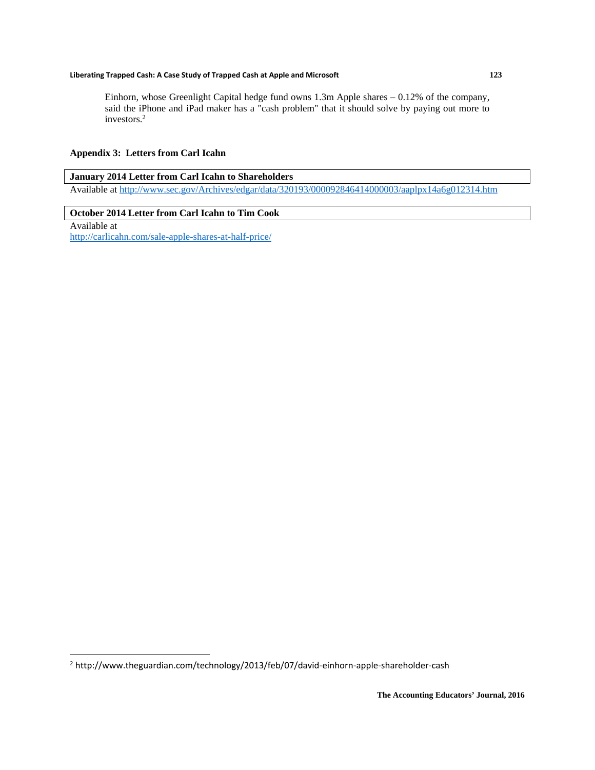> Einhorn, whose Greenlight Capital hedge fund owns 1.3m Apple shares – 0.12% of the company, said the iPhone and iPad maker has a "cash problem" that it should solve by paying out more to investors.[2]

### Appendix 3: Letters from Carl Icahn

**January 2014 Letter from Carl Icahn to Shareholders**

Available at http://www.sec.gov/Archives/edgar/data/320193/000092846414000003/aaplpx14a6g012314.htm

**October 2014 Letter from Carl Icahn to Tim Cook**

Available at
http://carlicahn.com/sale-apple-shares-at-half-price/

---

[2] http://www.theguardian.com/technology/2013/feb/07/david-einhorn-apple-shareholder-cash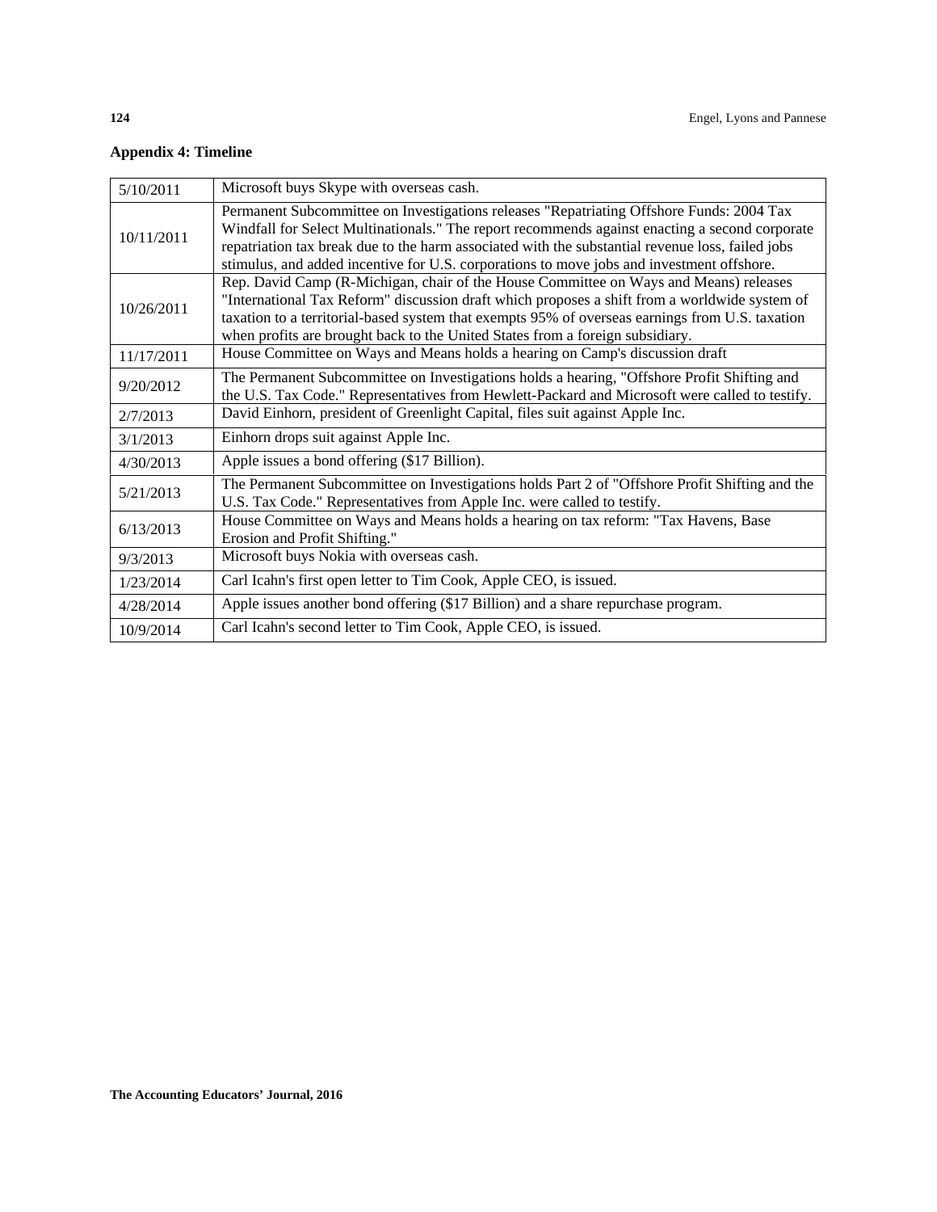**Appendix 4: Timeline**

| Date | Event |
|---|---|
| 5/10/2011 | Microsoft buys Skype with overseas cash. |
| 10/11/2011 | Permanent Subcommittee on Investigations releases "Repatriating Offshore Funds: 2004 Tax Windfall for Select Multinationals." The report recommends against enacting a second corporate repatriation tax break due to the harm associated with the substantial revenue loss, failed jobs stimulus, and added incentive for U.S. corporations to move jobs and investment offshore. |
| 10/26/2011 | Rep. David Camp (R-Michigan, chair of the House Committee on Ways and Means) releases "International Tax Reform" discussion draft which proposes a shift from a worldwide system of taxation to a territorial-based system that exempts 95% of overseas earnings from U.S. taxation when profits are brought back to the United States from a foreign subsidiary. |
| 11/17/2011 | House Committee on Ways and Means holds a hearing on Camp's discussion draft |
| 9/20/2012 | The Permanent Subcommittee on Investigations holds a hearing, "Offshore Profit Shifting and the U.S. Tax Code." Representatives from Hewlett-Packard and Microsoft were called to testify. |
| 2/7/2013 | David Einhorn, president of Greenlight Capital, files suit against Apple Inc. |
| 3/1/2013 | Einhorn drops suit against Apple Inc. |
| 4/30/2013 | Apple issues a bond offering ($17 Billion). |
| 5/21/2013 | The Permanent Subcommittee on Investigations holds Part 2 of "Offshore Profit Shifting and the U.S. Tax Code." Representatives from Apple Inc. were called to testify. |
| 6/13/2013 | House Committee on Ways and Means holds a hearing on tax reform: "Tax Havens, Base Erosion and Profit Shifting." |
| 9/3/2013 | Microsoft buys Nokia with overseas cash. |
| 1/23/2014 | Carl Icahn's first open letter to Tim Cook, Apple CEO, is issued. |
| 4/28/2014 | Apple issues another bond offering ($17 Billion) and a share repurchase program. |
| 10/9/2014 | Carl Icahn's second letter to Tim Cook, Apple CEO, is issued. |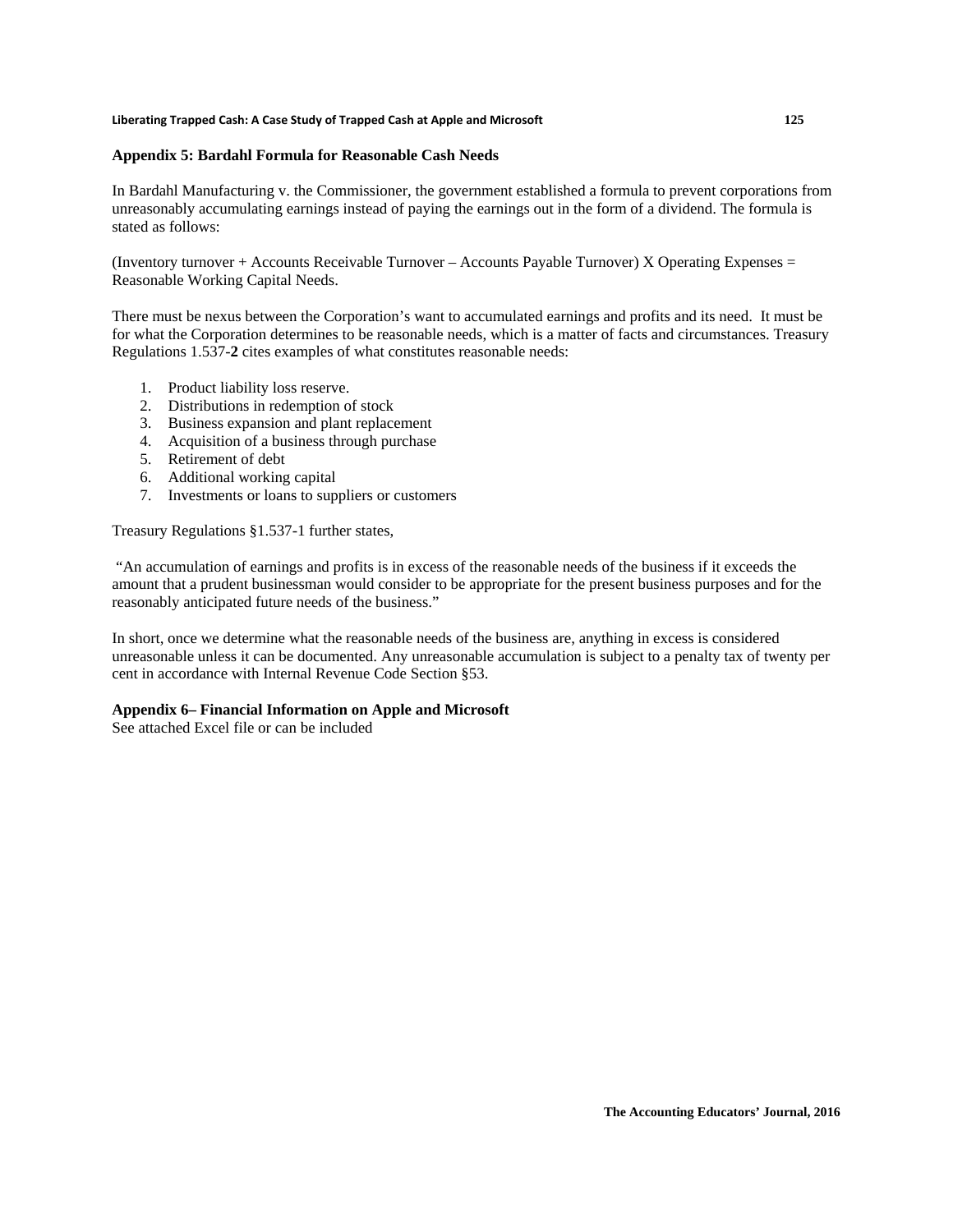**Appendix 5: Bardahl Formula for Reasonable Cash Needs**

In Bardahl Manufacturing v. the Commissioner, the government established a formula to prevent corporations from unreasonably accumulating earnings instead of paying the earnings out in the form of a dividend. The formula is stated as follows:

(Inventory turnover + Accounts Receivable Turnover – Accounts Payable Turnover) X Operating Expenses = Reasonable Working Capital Needs.

There must be nexus between the Corporation's want to accumulated earnings and profits and its need. It must be for what the Corporation determines to be reasonable needs, which is a matter of facts and circumstances. Treasury Regulations 1.537-**2** cites examples of what constitutes reasonable needs:

1. Product liability loss reserve.
2. Distributions in redemption of stock
3. Business expansion and plant replacement
4. Acquisition of a business through purchase
5. Retirement of debt
6. Additional working capital
7. Investments or loans to suppliers or customers

Treasury Regulations §1.537-1 further states,

"An accumulation of earnings and profits is in excess of the reasonable needs of the business if it exceeds the amount that a prudent businessman would consider to be appropriate for the present business purposes and for the reasonably anticipated future needs of the business."

In short, once we determine what the reasonable needs of the business are, anything in excess is considered unreasonable unless it can be documented. Any unreasonable accumulation is subject to a penalty tax of twenty per cent in accordance with Internal Revenue Code Section §53.

**Appendix 6– Financial Information on Apple and Microsoft**
See attached Excel file or can be included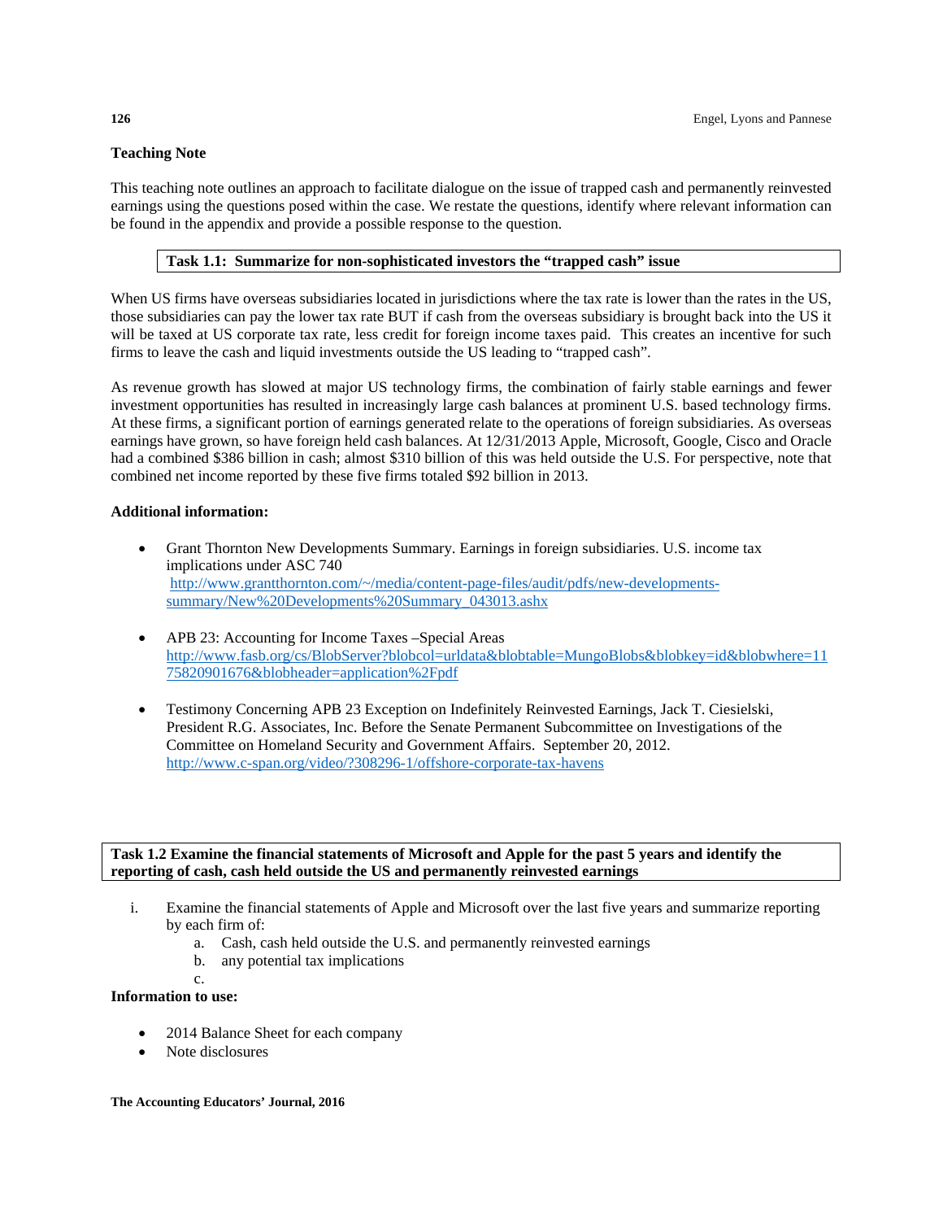**Teaching Note**

This teaching note outlines an approach to facilitate dialogue on the issue of trapped cash and permanently reinvested earnings using the questions posed within the case. We restate the questions, identify where relevant information can be found in the appendix and provide a possible response to the question.

| **Task 1.1: Summarize for non-sophisticated investors the "trapped cash" issue** |
|---|

When US firms have overseas subsidiaries located in jurisdictions where the tax rate is lower than the rates in the US, those subsidiaries can pay the lower tax rate BUT if cash from the overseas subsidiary is brought back into the US it will be taxed at US corporate tax rate, less credit for foreign income taxes paid. This creates an incentive for such firms to leave the cash and liquid investments outside the US leading to "trapped cash".

As revenue growth has slowed at major US technology firms, the combination of fairly stable earnings and fewer investment opportunities has resulted in increasingly large cash balances at prominent U.S. based technology firms. At these firms, a significant portion of earnings generated relate to the operations of foreign subsidiaries. As overseas earnings have grown, so have foreign held cash balances. At 12/31/2013 Apple, Microsoft, Google, Cisco and Oracle had a combined $386 billion in cash; almost $310 billion of this was held outside the U.S. For perspective, note that combined net income reported by these five firms totaled $92 billion in 2013.

**Additional information:**

- Grant Thornton New Developments Summary. Earnings in foreign subsidiaries. U.S. income tax implications under ASC 740
  http://www.grantthornton.com/~/media/content-page-files/audit/pdfs/new-developments-summary/New%20Developments%20Summary_043013.ashx

- APB 23: Accounting for Income Taxes –Special Areas
  http://www.fasb.org/cs/BlobServer?blobcol=urldata&blobtable=MungoBlobs&blobkey=id&blobwhere=1175820901676&blobheader=application%2Fpdf

- Testimony Concerning APB 23 Exception on Indefinitely Reinvested Earnings, Jack T. Ciesielski, President R.G. Associates, Inc. Before the Senate Permanent Subcommittee on Investigations of the Committee on Homeland Security and Government Affairs. September 20, 2012.
  http://www.c-span.org/video/?308296-1/offshore-corporate-tax-havens

| **Task 1.2 Examine the financial statements of Microsoft and Apple for the past 5 years and identify the reporting of cash, cash held outside the US and permanently reinvested earnings** |
|---|

i. Examine the financial statements of Apple and Microsoft over the last five years and summarize reporting by each firm of:
   a. Cash, cash held outside the U.S. and permanently reinvested earnings
   b. any potential tax implications
   c.

**Information to use:**

- 2014 Balance Sheet for each company
- Note disclosures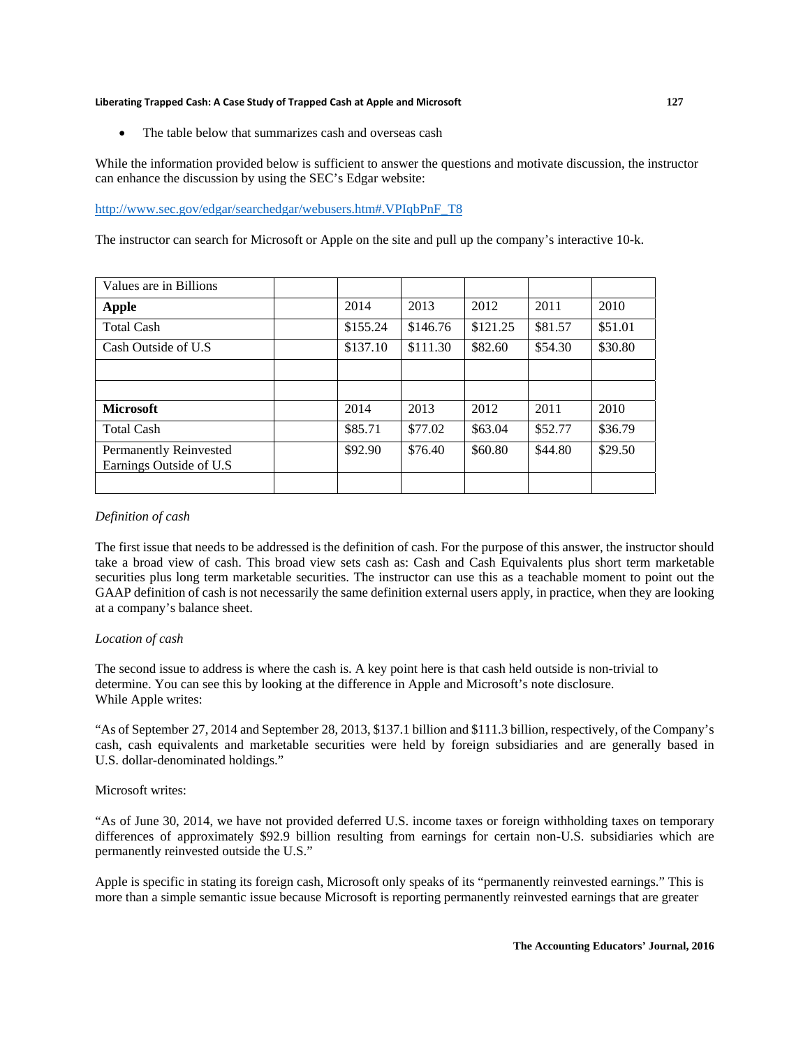- The table below that summarizes cash and overseas cash

While the information provided below is sufficient to answer the questions and motivate discussion, the instructor can enhance the discussion by using the SEC's Edgar website:

http://www.sec.gov/edgar/searchedgar/webusers.htm#.VPIqbPnF_T8

The instructor can search for Microsoft or Apple on the site and pull up the company's interactive 10-k.

| Values are in Billions | | | | | | |
|---|---|---|---|---|---|---|
| **Apple** | | 2014 | 2013 | 2012 | 2011 | 2010 |
| Total Cash | | $155.24 | $146.76 | $121.25 | $81.57 | $51.01 |
| Cash Outside of U.S | | $137.10 | $111.30 | $82.60 | $54.30 | $30.80 |
| | | | | | | |
| | | | | | | |
| **Microsoft** | | 2014 | 2013 | 2012 | 2011 | 2010 |
| Total Cash | | $85.71 | $77.02 | $63.04 | $52.77 | $36.79 |
| Permanently Reinvested Earnings Outside of U.S | | $92.90 | $76.40 | $60.80 | $44.80 | $29.50 |
| | | | | | | |

*Definition of cash*

The first issue that needs to be addressed is the definition of cash. For the purpose of this answer, the instructor should take a broad view of cash. This broad view sets cash as: Cash and Cash Equivalents plus short term marketable securities plus long term marketable securities. The instructor can use this as a teachable moment to point out the GAAP definition of cash is not necessarily the same definition external users apply, in practice, when they are looking at a company's balance sheet.

*Location of cash*

The second issue to address is where the cash is. A key point here is that cash held outside is non-trivial to determine. You can see this by looking at the difference in Apple and Microsoft's note disclosure.
While Apple writes:

"As of September 27, 2014 and September 28, 2013, $137.1 billion and $111.3 billion, respectively, of the Company's cash, cash equivalents and marketable securities were held by foreign subsidiaries and are generally based in U.S. dollar-denominated holdings."

Microsoft writes:

"As of June 30, 2014, we have not provided deferred U.S. income taxes or foreign withholding taxes on temporary differences of approximately $92.9 billion resulting from earnings for certain non-U.S. subsidiaries which are permanently reinvested outside the U.S."

Apple is specific in stating its foreign cash, Microsoft only speaks of its "permanently reinvested earnings." This is more than a simple semantic issue because Microsoft is reporting permanently reinvested earnings that are greater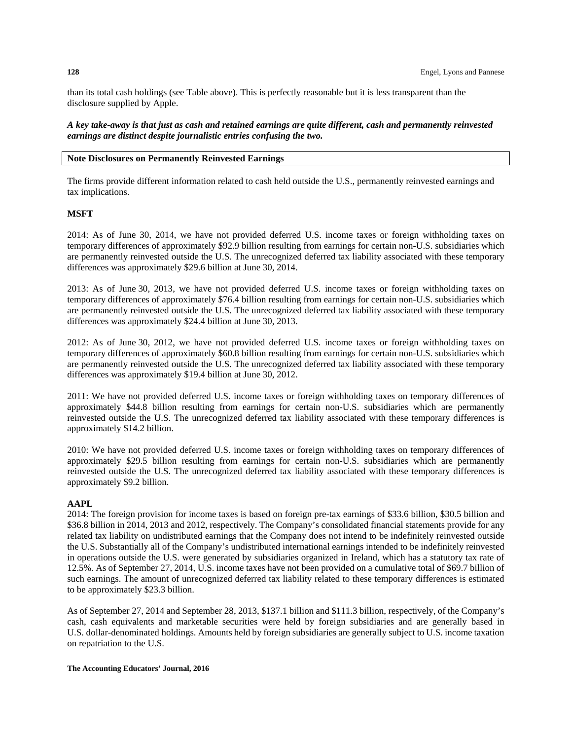than its total cash holdings (see Table above). This is perfectly reasonable but it is less transparent than the disclosure supplied by Apple.

***A key take-away is that just as cash and retained earnings are quite different, cash and permanently reinvested earnings are distinct despite journalistic entries confusing the two.***

## Note Disclosures on Permanently Reinvested Earnings

The firms provide different information related to cash held outside the U.S., permanently reinvested earnings and tax implications.

**MSFT**

2014: As of June 30, 2014, we have not provided deferred U.S. income taxes or foreign withholding taxes on temporary differences of approximately $92.9 billion resulting from earnings for certain non-U.S. subsidiaries which are permanently reinvested outside the U.S. The unrecognized deferred tax liability associated with these temporary differences was approximately $29.6 billion at June 30, 2014.

2013: As of June 30, 2013, we have not provided deferred U.S. income taxes or foreign withholding taxes on temporary differences of approximately $76.4 billion resulting from earnings for certain non-U.S. subsidiaries which are permanently reinvested outside the U.S. The unrecognized deferred tax liability associated with these temporary differences was approximately $24.4 billion at June 30, 2013.

2012: As of June 30, 2012, we have not provided deferred U.S. income taxes or foreign withholding taxes on temporary differences of approximately $60.8 billion resulting from earnings for certain non-U.S. subsidiaries which are permanently reinvested outside the U.S. The unrecognized deferred tax liability associated with these temporary differences was approximately $19.4 billion at June 30, 2012.

2011: We have not provided deferred U.S. income taxes or foreign withholding taxes on temporary differences of approximately $44.8 billion resulting from earnings for certain non-U.S. subsidiaries which are permanently reinvested outside the U.S. The unrecognized deferred tax liability associated with these temporary differences is approximately $14.2 billion.

2010: We have not provided deferred U.S. income taxes or foreign withholding taxes on temporary differences of approximately $29.5 billion resulting from earnings for certain non-U.S. subsidiaries which are permanently reinvested outside the U.S. The unrecognized deferred tax liability associated with these temporary differences is approximately $9.2 billion.

**AAPL**

2014: The foreign provision for income taxes is based on foreign pre-tax earnings of $33.6 billion, $30.5 billion and $36.8 billion in 2014, 2013 and 2012, respectively. The Company's consolidated financial statements provide for any related tax liability on undistributed earnings that the Company does not intend to be indefinitely reinvested outside the U.S. Substantially all of the Company's undistributed international earnings intended to be indefinitely reinvested in operations outside the U.S. were generated by subsidiaries organized in Ireland, which has a statutory tax rate of 12.5%. As of September 27, 2014, U.S. income taxes have not been provided on a cumulative total of $69.7 billion of such earnings. The amount of unrecognized deferred tax liability related to these temporary differences is estimated to be approximately $23.3 billion.

As of September 27, 2014 and September 28, 2013, $137.1 billion and $111.3 billion, respectively, of the Company's cash, cash equivalents and marketable securities were held by foreign subsidiaries and are generally based in U.S. dollar-denominated holdings. Amounts held by foreign subsidiaries are generally subject to U.S. income taxation on repatriation to the U.S.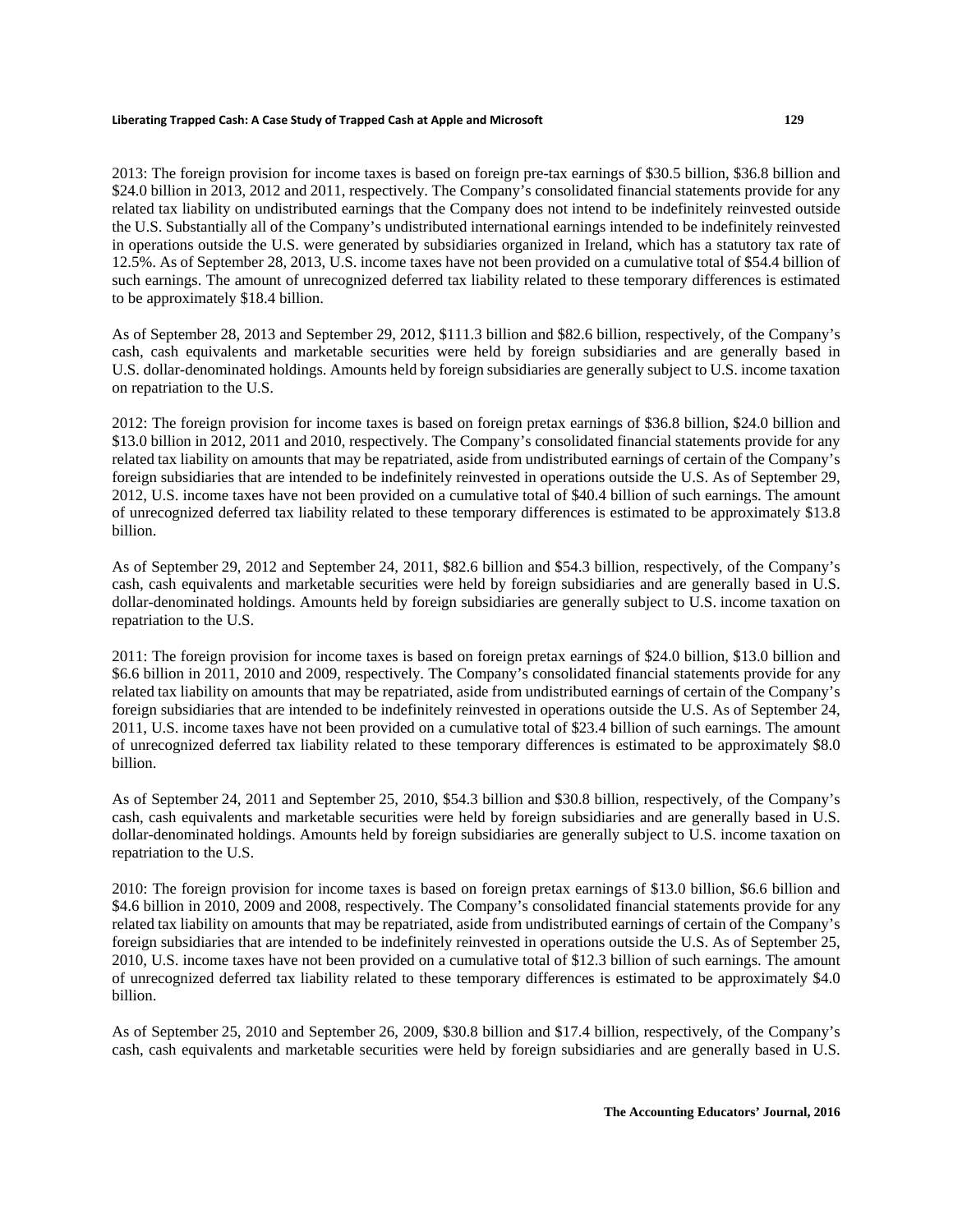2013: The foreign provision for income taxes is based on foreign pre-tax earnings of $30.5 billion, $36.8 billion and $24.0 billion in 2013, 2012 and 2011, respectively. The Company's consolidated financial statements provide for any related tax liability on undistributed earnings that the Company does not intend to be indefinitely reinvested outside the U.S. Substantially all of the Company's undistributed international earnings intended to be indefinitely reinvested in operations outside the U.S. were generated by subsidiaries organized in Ireland, which has a statutory tax rate of 12.5%. As of September 28, 2013, U.S. income taxes have not been provided on a cumulative total of $54.4 billion of such earnings. The amount of unrecognized deferred tax liability related to these temporary differences is estimated to be approximately $18.4 billion.

As of September 28, 2013 and September 29, 2012, $111.3 billion and $82.6 billion, respectively, of the Company's cash, cash equivalents and marketable securities were held by foreign subsidiaries and are generally based in U.S. dollar-denominated holdings. Amounts held by foreign subsidiaries are generally subject to U.S. income taxation on repatriation to the U.S.

2012: The foreign provision for income taxes is based on foreign pretax earnings of $36.8 billion, $24.0 billion and $13.0 billion in 2012, 2011 and 2010, respectively. The Company's consolidated financial statements provide for any related tax liability on amounts that may be repatriated, aside from undistributed earnings of certain of the Company's foreign subsidiaries that are intended to be indefinitely reinvested in operations outside the U.S. As of September 29, 2012, U.S. income taxes have not been provided on a cumulative total of $40.4 billion of such earnings. The amount of unrecognized deferred tax liability related to these temporary differences is estimated to be approximately $13.8 billion.

As of September 29, 2012 and September 24, 2011, $82.6 billion and $54.3 billion, respectively, of the Company's cash, cash equivalents and marketable securities were held by foreign subsidiaries and are generally based in U.S. dollar-denominated holdings. Amounts held by foreign subsidiaries are generally subject to U.S. income taxation on repatriation to the U.S.

2011: The foreign provision for income taxes is based on foreign pretax earnings of $24.0 billion, $13.0 billion and $6.6 billion in 2011, 2010 and 2009, respectively. The Company's consolidated financial statements provide for any related tax liability on amounts that may be repatriated, aside from undistributed earnings of certain of the Company's foreign subsidiaries that are intended to be indefinitely reinvested in operations outside the U.S. As of September 24, 2011, U.S. income taxes have not been provided on a cumulative total of $23.4 billion of such earnings. The amount of unrecognized deferred tax liability related to these temporary differences is estimated to be approximately $8.0 billion.

As of September 24, 2011 and September 25, 2010, $54.3 billion and $30.8 billion, respectively, of the Company's cash, cash equivalents and marketable securities were held by foreign subsidiaries and are generally based in U.S. dollar-denominated holdings. Amounts held by foreign subsidiaries are generally subject to U.S. income taxation on repatriation to the U.S.

2010: The foreign provision for income taxes is based on foreign pretax earnings of $13.0 billion, $6.6 billion and $4.6 billion in 2010, 2009 and 2008, respectively. The Company's consolidated financial statements provide for any related tax liability on amounts that may be repatriated, aside from undistributed earnings of certain of the Company's foreign subsidiaries that are intended to be indefinitely reinvested in operations outside the U.S. As of September 25, 2010, U.S. income taxes have not been provided on a cumulative total of $12.3 billion of such earnings. The amount of unrecognized deferred tax liability related to these temporary differences is estimated to be approximately $4.0 billion.

As of September 25, 2010 and September 26, 2009, $30.8 billion and $17.4 billion, respectively, of the Company's cash, cash equivalents and marketable securities were held by foreign subsidiaries and are generally based in U.S.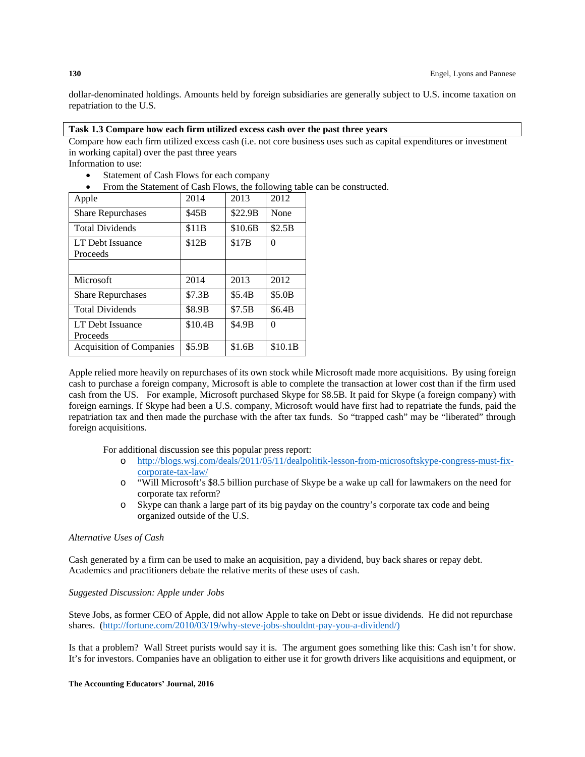dollar-denominated holdings. Amounts held by foreign subsidiaries are generally subject to U.S. income taxation on repatriation to the U.S.

**Task 1.3 Compare how each firm utilized excess cash over the past three years**

Compare how each firm utilized excess cash (i.e. not core business uses such as capital expenditures or investment in working capital) over the past three years

Information to use:

- Statement of Cash Flows for each company
- From the Statement of Cash Flows, the following table can be constructed.

| Apple | 2014 | 2013 | 2012 |
|---|---|---|---|
| Share Repurchases | $45B | $22.9B | None |
| Total Dividends | $11B | $10.6B | $2.5B |
| LT Debt Issuance Proceeds | $12B | $17B | 0 |
| | | | |
| Microsoft | 2014 | 2013 | 2012 |
| Share Repurchases | $7.3B | $5.4B | $5.0B |
| Total Dividends | $8.9B | $7.5B | $6.4B |
| LT Debt Issuance Proceeds | $10.4B | $4.9B | 0 |
| Acquisition of Companies | $5.9B | $1.6B | $10.1B |

Apple relied more heavily on repurchases of its own stock while Microsoft made more acquisitions. By using foreign cash to purchase a foreign company, Microsoft is able to complete the transaction at lower cost than if the firm used cash from the US. For example, Microsoft purchased Skype for $8.5B. It paid for Skype (a foreign company) with foreign earnings. If Skype had been a U.S. company, Microsoft would have first had to repatriate the funds, paid the repatriation tax and then made the purchase with the after tax funds. So "trapped cash" may be "liberated" through foreign acquisitions.

For additional discussion see this popular press report:

- http://blogs.wsj.com/deals/2011/05/11/dealpolitik-lesson-from-microsoftskype-congress-must-fix-corporate-tax-law/
- "Will Microsoft's $8.5 billion purchase of Skype be a wake up call for lawmakers on the need for corporate tax reform?
- Skype can thank a large part of its big payday on the country's corporate tax code and being organized outside of the U.S.

*Alternative Uses of Cash*

Cash generated by a firm can be used to make an acquisition, pay a dividend, buy back shares or repay debt. Academics and practitioners debate the relative merits of these uses of cash.

*Suggested Discussion: Apple under Jobs*

Steve Jobs, as former CEO of Apple, did not allow Apple to take on Debt or issue dividends. He did not repurchase shares. (http://fortune.com/2010/03/19/why-steve-jobs-shouldnt-pay-you-a-dividend/)

Is that a problem? Wall Street purists would say it is. The argument goes something like this: Cash isn't for show. It's for investors. Companies have an obligation to either use it for growth drivers like acquisitions and equipment, or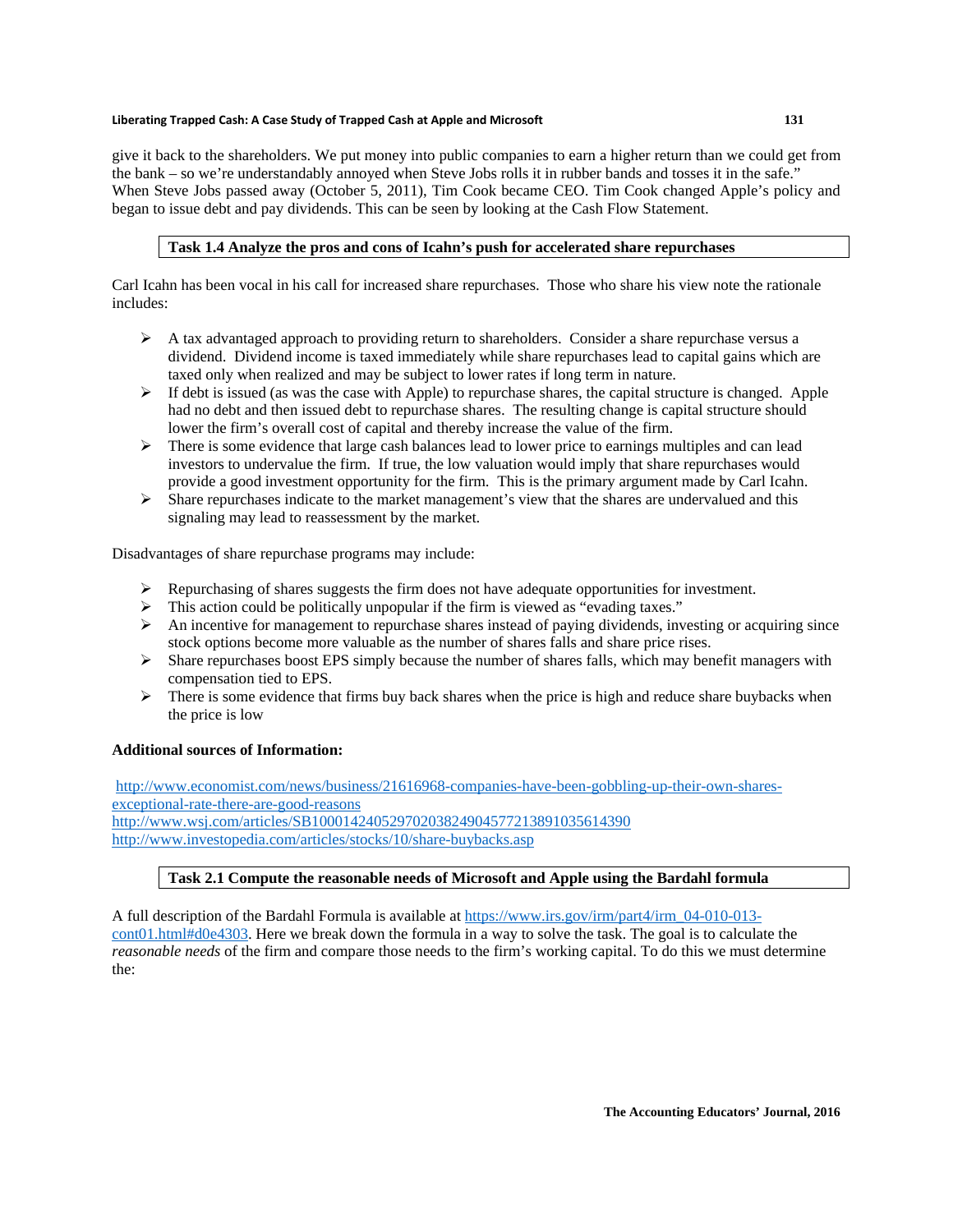give it back to the shareholders. We put money into public companies to earn a higher return than we could get from the bank – so we're understandably annoyed when Steve Jobs rolls it in rubber bands and tosses it in the safe." When Steve Jobs passed away (October 5, 2011), Tim Cook became CEO. Tim Cook changed Apple's policy and began to issue debt and pay dividends. This can be seen by looking at the Cash Flow Statement.

**Task 1.4 Analyze the pros and cons of Icahn's push for accelerated share repurchases**

Carl Icahn has been vocal in his call for increased share repurchases. Those who share his view note the rationale includes:

- A tax advantaged approach to providing return to shareholders. Consider a share repurchase versus a dividend. Dividend income is taxed immediately while share repurchases lead to capital gains which are taxed only when realized and may be subject to lower rates if long term in nature.
- If debt is issued (as was the case with Apple) to repurchase shares, the capital structure is changed. Apple had no debt and then issued debt to repurchase shares. The resulting change is capital structure should lower the firm's overall cost of capital and thereby increase the value of the firm.
- There is some evidence that large cash balances lead to lower price to earnings multiples and can lead investors to undervalue the firm. If true, the low valuation would imply that share repurchases would provide a good investment opportunity for the firm. This is the primary argument made by Carl Icahn.
- Share repurchases indicate to the market management's view that the shares are undervalued and this signaling may lead to reassessment by the market.

Disadvantages of share repurchase programs may include:

- Repurchasing of shares suggests the firm does not have adequate opportunities for investment.
- This action could be politically unpopular if the firm is viewed as "evading taxes."
- An incentive for management to repurchase shares instead of paying dividends, investing or acquiring since stock options become more valuable as the number of shares falls and share price rises.
- Share repurchases boost EPS simply because the number of shares falls, which may benefit managers with compensation tied to EPS.
- There is some evidence that firms buy back shares when the price is high and reduce share buybacks when the price is low

**Additional sources of Information:**

http://www.economist.com/news/business/21616968-companies-have-been-gobbling-up-their-own-shares-exceptional-rate-there-are-good-reasons
http://www.wsj.com/articles/SB10001424052970203824904577213891035614390
http://www.investopedia.com/articles/stocks/10/share-buybacks.asp

**Task 2.1 Compute the reasonable needs of Microsoft and Apple using the Bardahl formula**

A full description of the Bardahl Formula is available at https://www.irs.gov/irm/part4/irm_04-010-013-cont01.html#d0e4303. Here we break down the formula in a way to solve the task. The goal is to calculate the *reasonable needs* of the firm and compare those needs to the firm's working capital. To do this we must determine the: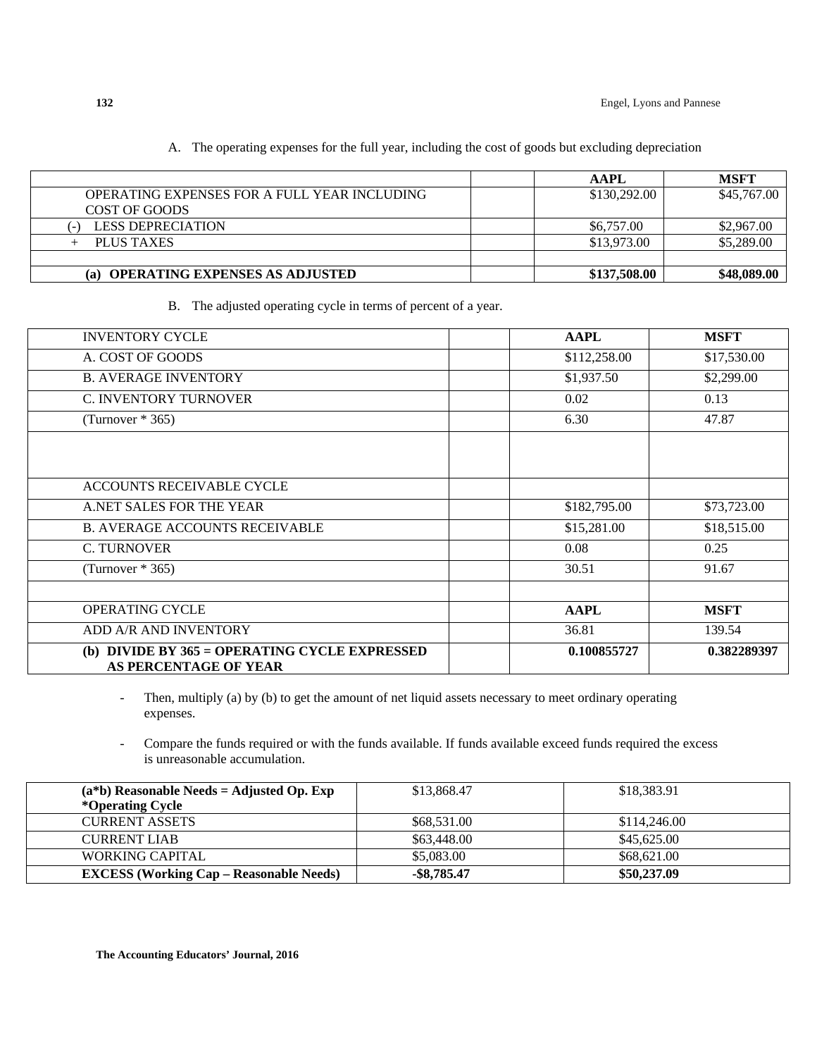A. The operating expenses for the full year, including the cost of goods but excluding depreciation

| | | AAPL | MSFT |
|---|---|---|---|
| OPERATING EXPENSES FOR A FULL YEAR INCLUDING COST OF GOODS | | $130,292.00 | $45,767.00 |
| (-) LESS DEPRECIATION | | $6,757.00 | $2,967.00 |
| + PLUS TAXES | | $13,973.00 | $5,289.00 |
| | | | |
| **(a) OPERATING EXPENSES AS ADJUSTED** | | **$137,508.00** | **$48,089.00** |

B. The adjusted operating cycle in terms of percent of a year.

| INVENTORY CYCLE | | **AAPL** | **MSFT** |
|---|---|---|---|
| A. COST OF GOODS | | $112,258.00 | $17,530.00 |
| B. AVERAGE INVENTORY | | $1,937.50 | $2,299.00 |
| C. INVENTORY TURNOVER | | 0.02 | 0.13 |
| (Turnover * 365) | | 6.30 | 47.87 |
| | | | |
| ACCOUNTS RECEIVABLE CYCLE | | | |
| A.NET SALES FOR THE YEAR | | $182,795.00 | $73,723.00 |
| B. AVERAGE ACCOUNTS RECEIVABLE | | $15,281.00 | $18,515.00 |
| C. TURNOVER | | 0.08 | 0.25 |
| (Turnover * 365) | | 30.51 | 91.67 |
| | | | |
| OPERATING CYCLE | | **AAPL** | **MSFT** |
| ADD A/R AND INVENTORY | | 36.81 | 139.54 |
| **(b) DIVIDE BY 365 = OPERATING CYCLE EXPRESSED AS PERCENTAGE OF YEAR** | | **0.100855727** | **0.382289397** |

- Then, multiply (a) by (b) to get the amount of net liquid assets necessary to meet ordinary operating expenses.

- Compare the funds required or with the funds available. If funds available exceed funds required the excess is unreasonable accumulation.

| **(a*b) Reasonable Needs = Adjusted Op. Exp *Operating Cycle** | $13,868.47 | $18,383.91 |
|---|---|---|
| CURRENT ASSETS | $68,531.00 | $114,246.00 |
| CURRENT LIAB | $63,448.00 | $45,625.00 |
| WORKING CAPITAL | $5,083.00 | $68,621.00 |
| **EXCESS (Working Cap – Reasonable Needs)** | **-$8,785.47** | **$50,237.09** |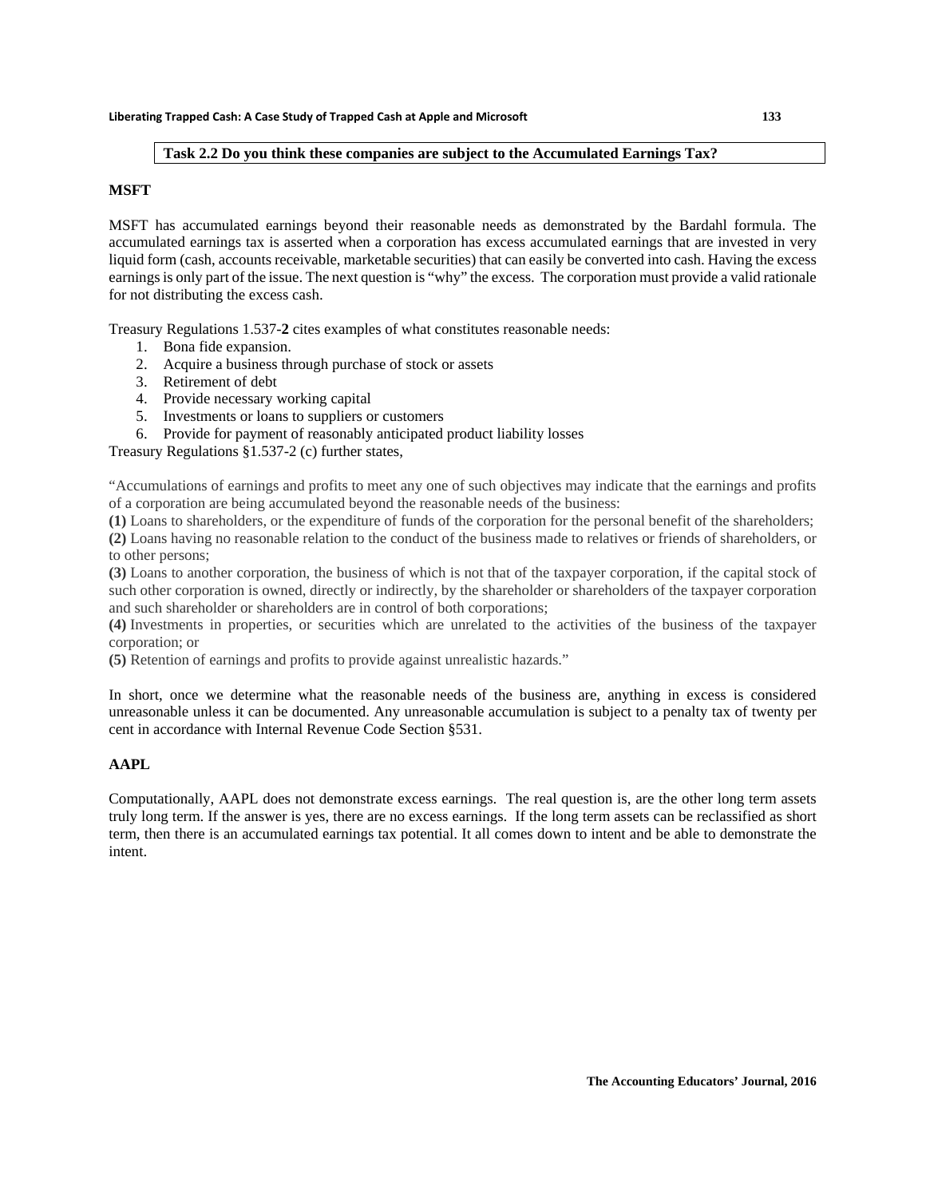**Task 2.2 Do you think these companies are subject to the Accumulated Earnings Tax?**

**MSFT**

MSFT has accumulated earnings beyond their reasonable needs as demonstrated by the Bardahl formula. The accumulated earnings tax is asserted when a corporation has excess accumulated earnings that are invested in very liquid form (cash, accounts receivable, marketable securities) that can easily be converted into cash. Having the excess earnings is only part of the issue. The next question is "why" the excess. The corporation must provide a valid rationale for not distributing the excess cash.

Treasury Regulations 1.537-**2** cites examples of what constitutes reasonable needs:

1. Bona fide expansion.
2. Acquire a business through purchase of stock or assets
3. Retirement of debt
4. Provide necessary working capital
5. Investments or loans to suppliers or customers
6. Provide for payment of reasonably anticipated product liability losses

Treasury Regulations §1.537-2 (c) further states,

"Accumulations of earnings and profits to meet any one of such objectives may indicate that the earnings and profits of a corporation are being accumulated beyond the reasonable needs of the business:
**(1)** Loans to shareholders, or the expenditure of funds of the corporation for the personal benefit of the shareholders;
**(2)** Loans having no reasonable relation to the conduct of the business made to relatives or friends of shareholders, or to other persons;
**(3)** Loans to another corporation, the business of which is not that of the taxpayer corporation, if the capital stock of such other corporation is owned, directly or indirectly, by the shareholder or shareholders of the taxpayer corporation and such shareholder or shareholders are in control of both corporations;
**(4)** Investments in properties, or securities which are unrelated to the activities of the business of the taxpayer corporation; or
**(5)** Retention of earnings and profits to provide against unrealistic hazards."

In short, once we determine what the reasonable needs of the business are, anything in excess is considered unreasonable unless it can be documented. Any unreasonable accumulation is subject to a penalty tax of twenty per cent in accordance with Internal Revenue Code Section §531.

**AAPL**

Computationally, AAPL does not demonstrate excess earnings. The real question is, are the other long term assets truly long term. If the answer is yes, there are no excess earnings. If the long term assets can be reclassified as short term, then there is an accumulated earnings tax potential. It all comes down to intent and be able to demonstrate the intent.